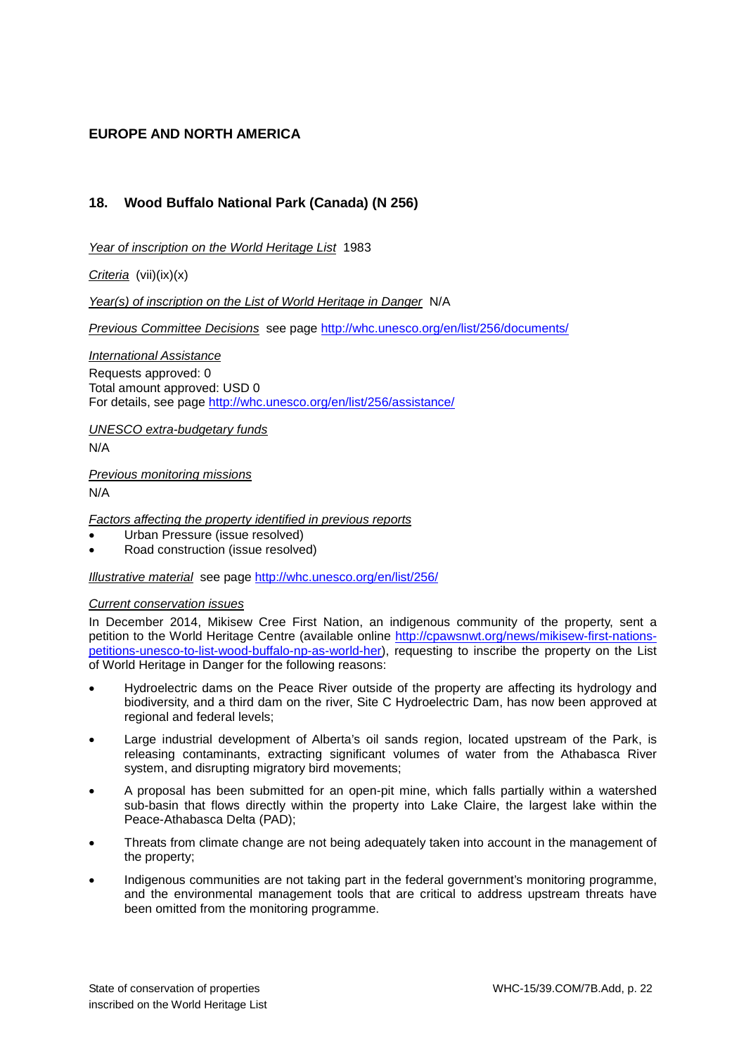## EUROPE AND NORTH AMERICA

### 18. Wood Buffalo National Park (Canada) (N 256)

*Year of inscription on the World Heritage List* 1983

*Criteria* (vii)(ix)(x)

*Year(s) of inscription on the List of World Heritage in Danger* N/A

*Previous Committee Decisions* see page http://whc.unesco.org/en/list/256/documents/

*International Assistance*
Requests approved: 0
Total amount approved: USD 0
For details, see page http://whc.unesco.org/en/list/256/assistance/

*UNESCO extra-budgetary funds*
N/A

*Previous monitoring missions*
N/A

*Factors affecting the property identified in previous reports*

- Urban Pressure (issue resolved)
- Road construction (issue resolved)

*Illustrative material* see page http://whc.unesco.org/en/list/256/

*Current conservation issues*

In December 2014, Mikisew Cree First Nation, an indigenous community of the property, sent a petition to the World Heritage Centre (available online http://cpawsnwt.org/news/mikisew-first-nations-petitions-unesco-to-list-wood-buffalo-np-as-world-her), requesting to inscribe the property on the List of World Heritage in Danger for the following reasons:

- Hydroelectric dams on the Peace River outside of the property are affecting its hydrology and biodiversity, and a third dam on the river, Site C Hydroelectric Dam, has now been approved at regional and federal levels;
- Large industrial development of Alberta's oil sands region, located upstream of the Park, is releasing contaminants, extracting significant volumes of water from the Athabasca River system, and disrupting migratory bird movements;
- A proposal has been submitted for an open-pit mine, which falls partially within a watershed sub-basin that flows directly within the property into Lake Claire, the largest lake within the Peace-Athabasca Delta (PAD);
- Threats from climate change are not being adequately taken into account in the management of the property;
- Indigenous communities are not taking part in the federal government's monitoring programme, and the environmental management tools that are critical to address upstream threats have been omitted from the monitoring programme.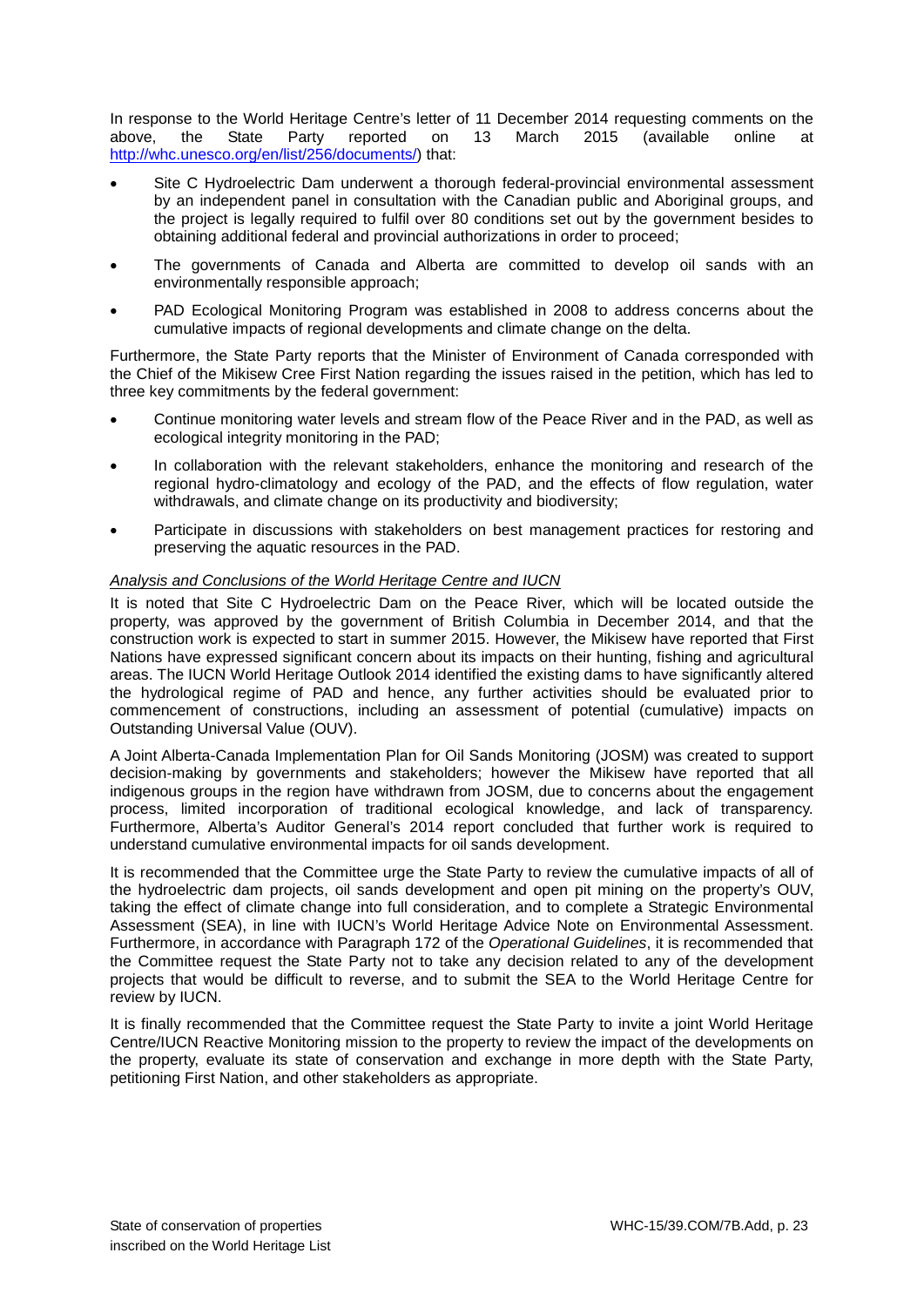In response to the World Heritage Centre's letter of 11 December 2014 requesting comments on the above, the State Party reported on 13 March 2015 (available online at http://whc.unesco.org/en/list/256/documents/) that:

- Site C Hydroelectric Dam underwent a thorough federal-provincial environmental assessment by an independent panel in consultation with the Canadian public and Aboriginal groups, and the project is legally required to fulfil over 80 conditions set out by the government besides to obtaining additional federal and provincial authorizations in order to proceed;
- The governments of Canada and Alberta are committed to develop oil sands with an environmentally responsible approach;
- PAD Ecological Monitoring Program was established in 2008 to address concerns about the cumulative impacts of regional developments and climate change on the delta.

Furthermore, the State Party reports that the Minister of Environment of Canada corresponded with the Chief of the Mikisew Cree First Nation regarding the issues raised in the petition, which has led to three key commitments by the federal government:

- Continue monitoring water levels and stream flow of the Peace River and in the PAD, as well as ecological integrity monitoring in the PAD;
- In collaboration with the relevant stakeholders, enhance the monitoring and research of the regional hydro-climatology and ecology of the PAD, and the effects of flow regulation, water withdrawals, and climate change on its productivity and biodiversity;
- Participate in discussions with stakeholders on best management practices for restoring and preserving the aquatic resources in the PAD.

*Analysis and Conclusions of the World Heritage Centre and IUCN*

It is noted that Site C Hydroelectric Dam on the Peace River, which will be located outside the property, was approved by the government of British Columbia in December 2014, and that the construction work is expected to start in summer 2015. However, the Mikisew have reported that First Nations have expressed significant concern about its impacts on their hunting, fishing and agricultural areas. The IUCN World Heritage Outlook 2014 identified the existing dams to have significantly altered the hydrological regime of PAD and hence, any further activities should be evaluated prior to commencement of constructions, including an assessment of potential (cumulative) impacts on Outstanding Universal Value (OUV).

A Joint Alberta-Canada Implementation Plan for Oil Sands Monitoring (JOSM) was created to support decision-making by governments and stakeholders; however the Mikisew have reported that all indigenous groups in the region have withdrawn from JOSM, due to concerns about the engagement process, limited incorporation of traditional ecological knowledge, and lack of transparency. Furthermore, Alberta's Auditor General's 2014 report concluded that further work is required to understand cumulative environmental impacts for oil sands development.

It is recommended that the Committee urge the State Party to review the cumulative impacts of all of the hydroelectric dam projects, oil sands development and open pit mining on the property's OUV, taking the effect of climate change into full consideration, and to complete a Strategic Environmental Assessment (SEA), in line with IUCN's World Heritage Advice Note on Environmental Assessment. Furthermore, in accordance with Paragraph 172 of the *Operational Guidelines*, it is recommended that the Committee request the State Party not to take any decision related to any of the development projects that would be difficult to reverse, and to submit the SEA to the World Heritage Centre for review by IUCN.

It is finally recommended that the Committee request the State Party to invite a joint World Heritage Centre/IUCN Reactive Monitoring mission to the property to review the impact of the developments on the property, evaluate its state of conservation and exchange in more depth with the State Party, petitioning First Nation, and other stakeholders as appropriate.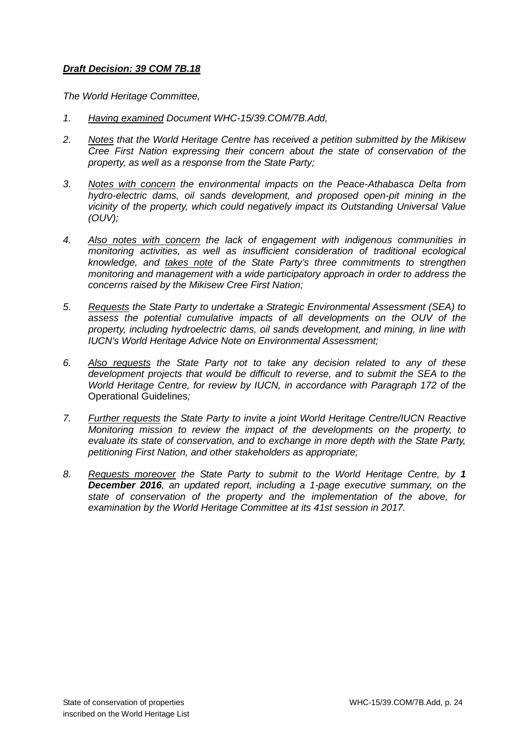***Draft Decision: 39 COM 7B.18***

*The World Heritage Committee,*

1. *Having examined Document WHC-15/39.COM/7B.Add,*
2. *Notes that the World Heritage Centre has received a petition submitted by the Mikisew Cree First Nation expressing their concern about the state of conservation of the property, as well as a response from the State Party;*
3. *Notes with concern the environmental impacts on the Peace-Athabasca Delta from hydro-electric dams, oil sands development, and proposed open-pit mining in the vicinity of the property, which could negatively impact its Outstanding Universal Value (OUV);*
4. *Also notes with concern the lack of engagement with indigenous communities in monitoring activities, as well as insufficient consideration of traditional ecological knowledge, and takes note of the State Party's three commitments to strengthen monitoring and management with a wide participatory approach in order to address the concerns raised by the Mikisew Cree First Nation;*
5. *Requests the State Party to undertake a Strategic Environmental Assessment (SEA) to assess the potential cumulative impacts of all developments on the OUV of the property, including hydroelectric dams, oil sands development, and mining, in line with IUCN's World Heritage Advice Note on Environmental Assessment;*
6. *Also requests the State Party not to take any decision related to any of these development projects that would be difficult to reverse, and to submit the SEA to the World Heritage Centre, for review by IUCN, in accordance with Paragraph 172 of the* Operational Guidelines*;*
7. *Further requests the State Party to invite a joint World Heritage Centre/IUCN Reactive Monitoring mission to review the impact of the developments on the property, to evaluate its state of conservation, and to exchange in more depth with the State Party, petitioning First Nation, and other stakeholders as appropriate;*
8. *Requests moreover the State Party to submit to the World Heritage Centre, by **1 December 2016**, an updated report, including a 1-page executive summary, on the state of conservation of the property and the implementation of the above, for examination by the World Heritage Committee at its 41st session in 2017.*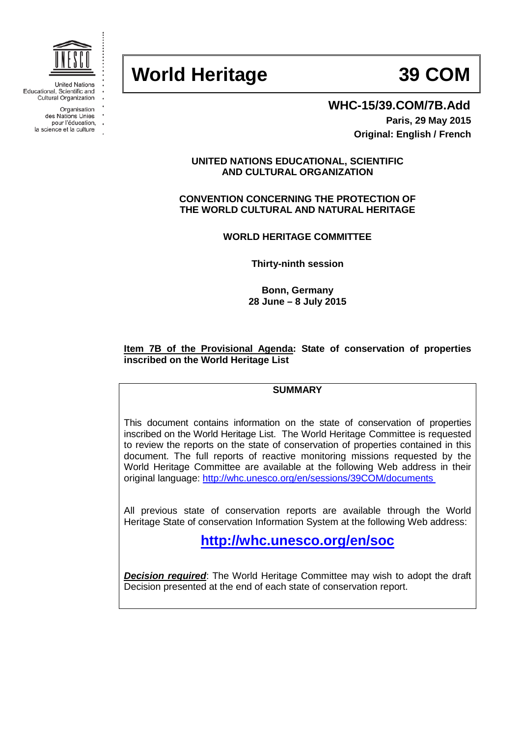United Nations Educational, Scientific and Cultural Organization

Organisation des Nations Unies pour l'éducation, la science et la culture

# World Heritage 39 COM

**WHC-15/39.COM/7B.Add**

**Paris, 29 May 2015**

**Original: English / French**

**UNITED NATIONS EDUCATIONAL, SCIENTIFIC AND CULTURAL ORGANIZATION**

**CONVENTION CONCERNING THE PROTECTION OF THE WORLD CULTURAL AND NATURAL HERITAGE**

**WORLD HERITAGE COMMITTEE**

**Thirty-ninth session**

**Bonn, Germany**
**28 June – 8 July 2015**

**Item 7B of the Provisional Agenda: State of conservation of properties inscribed on the World Heritage List**

**SUMMARY**

This document contains information on the state of conservation of properties inscribed on the World Heritage List. The World Heritage Committee is requested to review the reports on the state of conservation of properties contained in this document. The full reports of reactive monitoring missions requested by the World Heritage Committee are available at the following Web address in their original language: [http://whc.unesco.org/en/sessions/39COM/documents](http://whc.unesco.org/en/sessions/39COM/documents)

All previous state of conservation reports are available through the World Heritage State of conservation Information System at the following Web address:

**[http://whc.unesco.org/en/soc](http://whc.unesco.org/en/soc)**

***Decision required***: The World Heritage Committee may wish to adopt the draft Decision presented at the end of each state of conservation report.